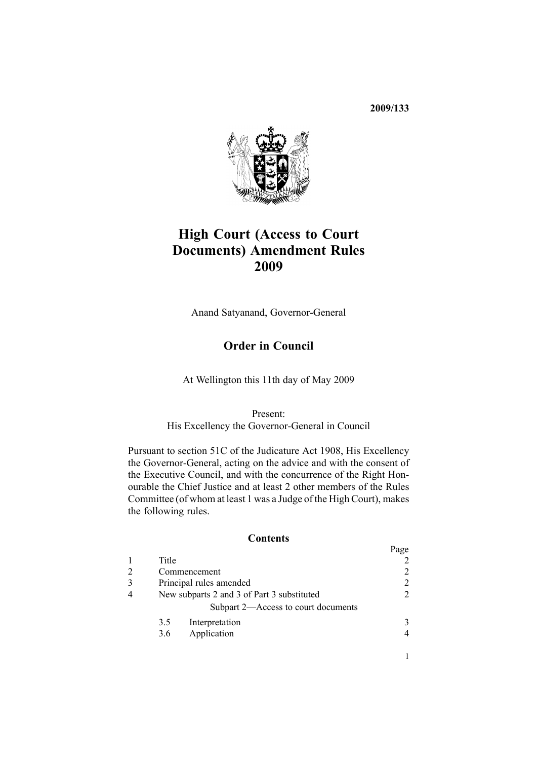**2009/133**

# High Court (Access to Court Documents) Amendment Rules 2009

Anand Satyanand, Governor-General

## Order in Council

At Wellington this 11th day of May 2009

Present:
His Excellency the Governor-General in Council

Pursuant to section 51C of the Judicature Act 1908, His Excellency the Governor-General, acting on the advice and with the consent of the Executive Council, and with the concurrence of the Right Honourable the Chief Justice and at least 2 other members of the Rules Committee (of whom at least 1 was a Judge of the High Court), makes the following rules.

### Contents

| | | | Page |
|---|---|---|---|
| 1 | Title | | 2 |
| 2 | Commencement | | 2 |
| 3 | Principal rules amended | | 2 |
| 4 | New subparts 2 and 3 of Part 3 substituted | | 2 |
| | Subpart 2—Access to court documents | | |
| | 3.5 | Interpretation | 3 |
| | 3.6 | Application | 4 |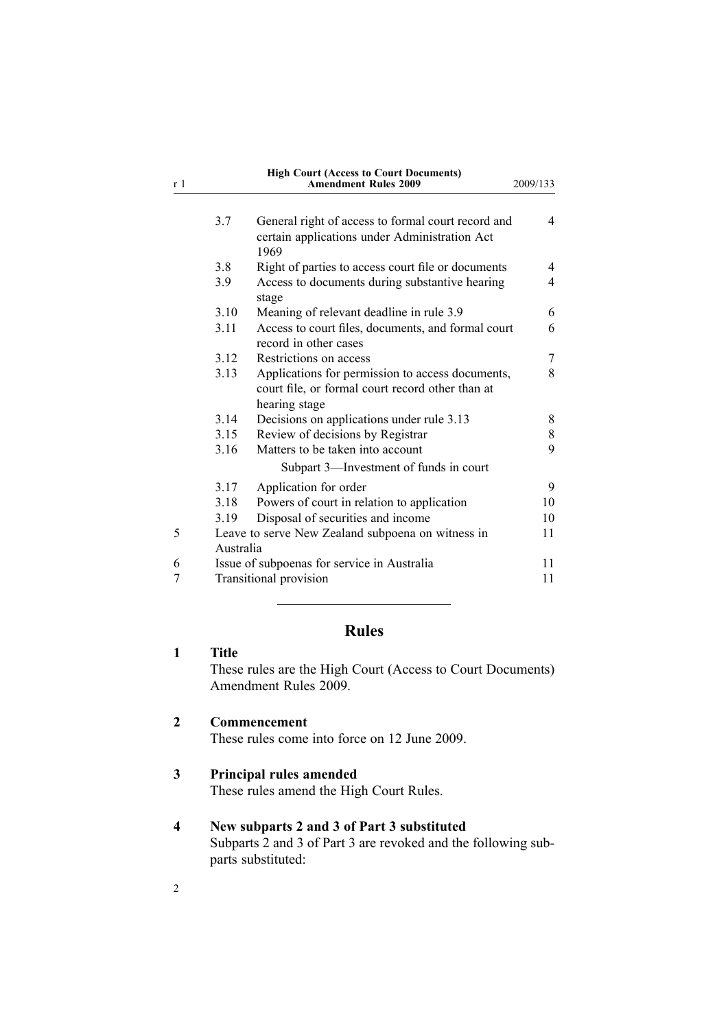| | | | |
|---|---|---|---|
| | 3.7 | General right of access to formal court record and certain applications under Administration Act 1969 | 4 |
| | 3.8 | Right of parties to access court file or documents | 4 |
| | 3.9 | Access to documents during substantive hearing stage | 4 |
| | 3.10 | Meaning of relevant deadline in rule 3.9 | 6 |
| | 3.11 | Access to court files, documents, and formal court record in other cases | 6 |
| | 3.12 | Restrictions on access | 7 |
| | 3.13 | Applications for permission to access documents, court file, or formal court record other than at hearing stage | 8 |
| | 3.14 | Decisions on applications under rule 3.13 | 8 |
| | 3.15 | Review of decisions by Registrar | 8 |
| | 3.16 | Matters to be taken into account | 9 |
| | | Subpart 3—Investment of funds in court | |
| | 3.17 | Application for order | 9 |
| | 3.18 | Powers of court in relation to application | 10 |
| | 3.19 | Disposal of securities and income | 10 |
| 5 | | Leave to serve New Zealand subpoena on witness in Australia | 11 |
| 6 | | Issue of subpoenas for service in Australia | 11 |
| 7 | | Transitional provision | 11 |

---

# Rules

## 1 Title

These rules are the High Court (Access to Court Documents) Amendment Rules 2009.

## 2 Commencement

These rules come into force on 12 June 2009.

## 3 Principal rules amended

These rules amend the High Court Rules.

## 4 New subparts 2 and 3 of Part 3 substituted

Subparts 2 and 3 of Part 3 are revoked and the following subparts substituted: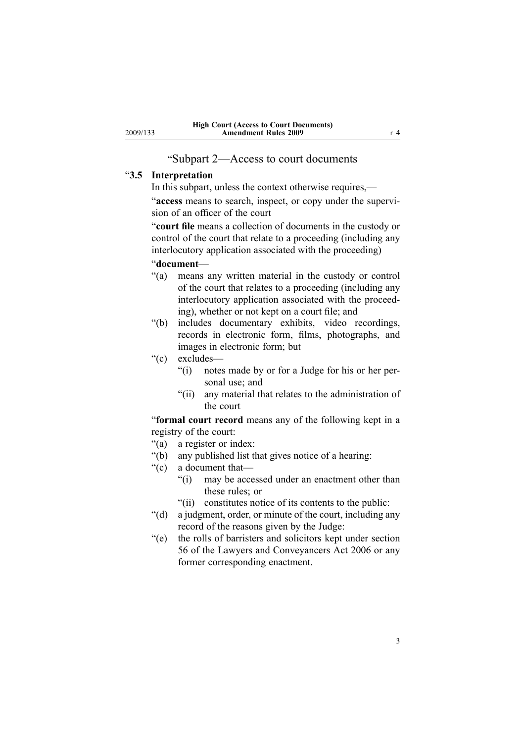"Subpart 2—Access to court documents

"**3.5 Interpretation**

In this subpart, unless the context otherwise requires,—

"**access** means to search, inspect, or copy under the supervision of an officer of the court

"**court file** means a collection of documents in the custody or control of the court that relate to a proceeding (including any interlocutory application associated with the proceeding)

"**document**—

"(a) means any written material in the custody or control of the court that relates to a proceeding (including any interlocutory application associated with the proceeding), whether or not kept on a court file; and

"(b) includes documentary exhibits, video recordings, records in electronic form, films, photographs, and images in electronic form; but

"(c) excludes—

"(i) notes made by or for a Judge for his or her personal use; and

"(ii) any material that relates to the administration of the court

"**formal court record** means any of the following kept in a registry of the court:

"(a) a register or index:

"(b) any published list that gives notice of a hearing:

"(c) a document that—

"(i) may be accessed under an enactment other than these rules; or

"(ii) constitutes notice of its contents to the public:

"(d) a judgment, order, or minute of the court, including any record of the reasons given by the Judge:

"(e) the rolls of barristers and solicitors kept under section 56 of the Lawyers and Conveyancers Act 2006 or any former corresponding enactment.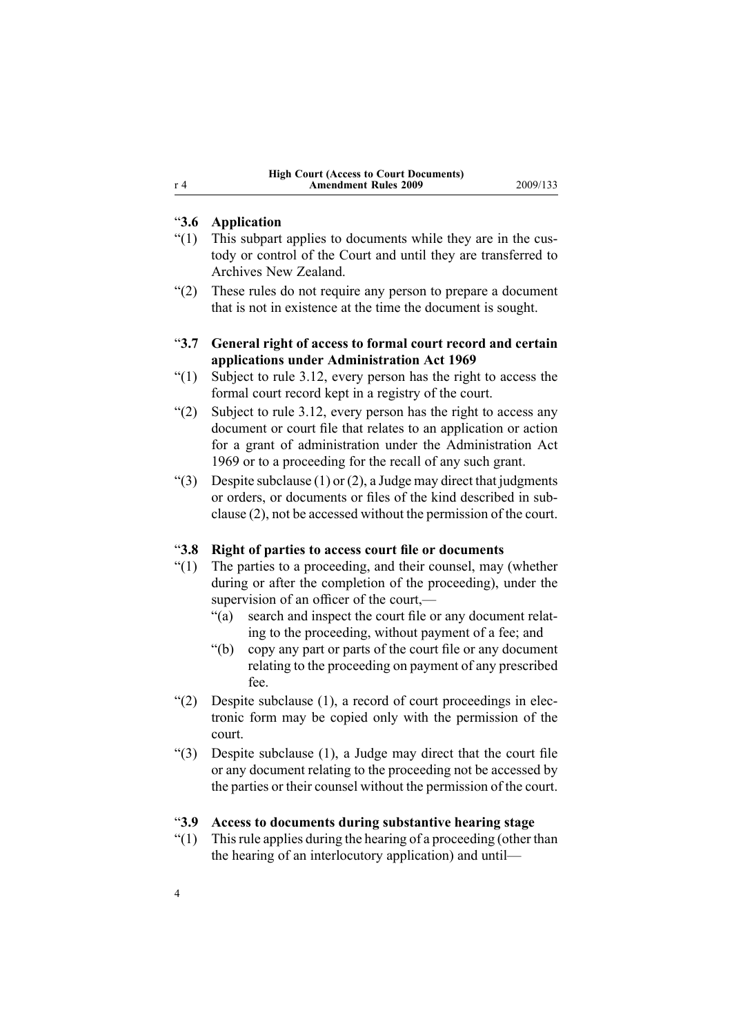"**3.6 Application**

"(1) This subpart applies to documents while they are in the custody or control of the Court and until they are transferred to Archives New Zealand.

"(2) These rules do not require any person to prepare a document that is not in existence at the time the document is sought.

"**3.7 General right of access to formal court record and certain applications under Administration Act 1969**

"(1) Subject to rule 3.12, every person has the right to access the formal court record kept in a registry of the court.

"(2) Subject to rule 3.12, every person has the right to access any document or court file that relates to an application or action for a grant of administration under the Administration Act 1969 or to a proceeding for the recall of any such grant.

"(3) Despite subclause (1) or (2), a Judge may direct that judgments or orders, or documents or files of the kind described in subclause (2), not be accessed without the permission of the court.

"**3.8 Right of parties to access court file or documents**

"(1) The parties to a proceeding, and their counsel, may (whether during or after the completion of the proceeding), under the supervision of an officer of the court,—

"(a) search and inspect the court file or any document relating to the proceeding, without payment of a fee; and

"(b) copy any part or parts of the court file or any document relating to the proceeding on payment of any prescribed fee.

"(2) Despite subclause (1), a record of court proceedings in electronic form may be copied only with the permission of the court.

"(3) Despite subclause (1), a Judge may direct that the court file or any document relating to the proceeding not be accessed by the parties or their counsel without the permission of the court.

"**3.9 Access to documents during substantive hearing stage**

"(1) This rule applies during the hearing of a proceeding (other than the hearing of an interlocutory application) and until—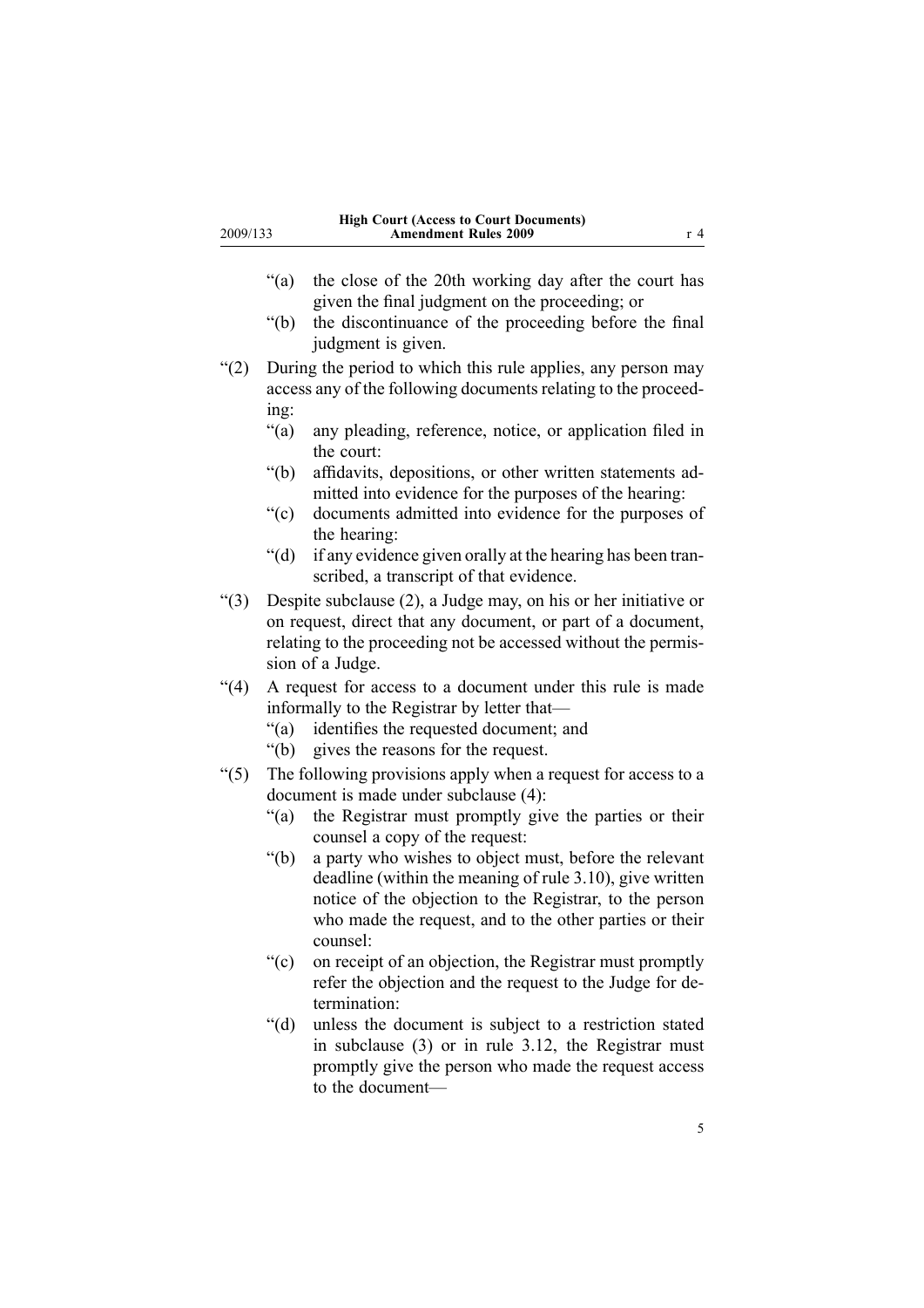"(a) the close of the 20th working day after the court has given the final judgment on the proceeding; or

"(b) the discontinuance of the proceeding before the final judgment is given.

"(2) During the period to which this rule applies, any person may access any of the following documents relating to the proceeding:

"(a) any pleading, reference, notice, or application filed in the court:

"(b) affidavits, depositions, or other written statements admitted into evidence for the purposes of the hearing:

"(c) documents admitted into evidence for the purposes of the hearing:

"(d) if any evidence given orally at the hearing has been transcribed, a transcript of that evidence.

"(3) Despite subclause (2), a Judge may, on his or her initiative or on request, direct that any document, or part of a document, relating to the proceeding not be accessed without the permission of a Judge.

"(4) A request for access to a document under this rule is made informally to the Registrar by letter that—

"(a) identifies the requested document; and

"(b) gives the reasons for the request.

"(5) The following provisions apply when a request for access to a document is made under subclause (4):

"(a) the Registrar must promptly give the parties or their counsel a copy of the request:

"(b) a party who wishes to object must, before the relevant deadline (within the meaning of rule 3.10), give written notice of the objection to the Registrar, to the person who made the request, and to the other parties or their counsel:

"(c) on receipt of an objection, the Registrar must promptly refer the objection and the request to the Judge for determination:

"(d) unless the document is subject to a restriction stated in subclause (3) or in rule 3.12, the Registrar must promptly give the person who made the request access to the document—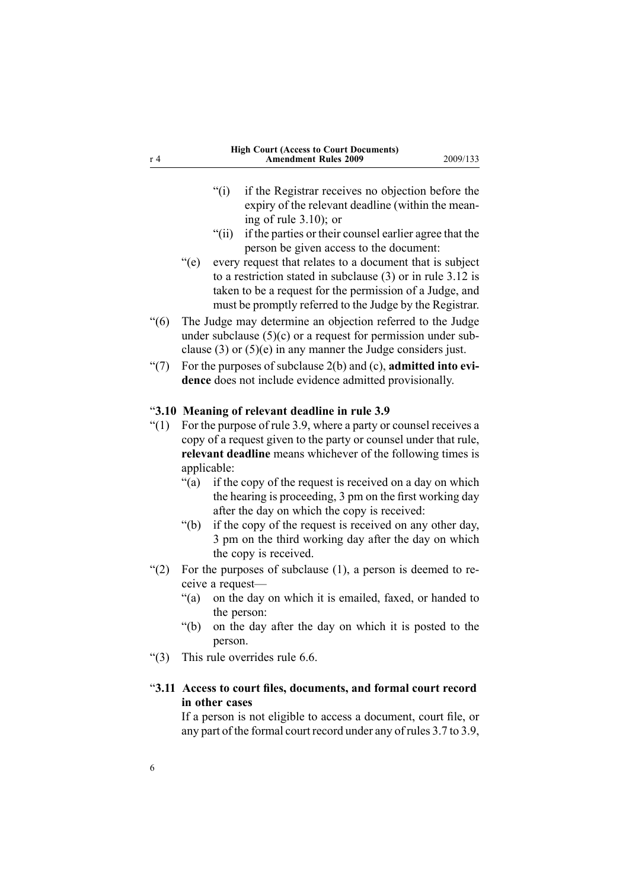“(i) if the Registrar receives no objection before the expiry of the relevant deadline (within the meaning of rule 3.10); or

“(ii) if the parties or their counsel earlier agree that the person be given access to the document:

“(e) every request that relates to a document that is subject to a restriction stated in subclause (3) or in rule 3.12 is taken to be a request for the permission of a Judge, and must be promptly referred to the Judge by the Registrar.

“(6) The Judge may determine an objection referred to the Judge under subclause (5)(c) or a request for permission under subclause (3) or (5)(e) in any manner the Judge considers just.

“(7) For the purposes of subclause 2(b) and (c), **admitted into evidence** does not include evidence admitted provisionally.

“**3.10 Meaning of relevant deadline in rule 3.9**

“(1) For the purpose of rule 3.9, where a party or counsel receives a copy of a request given to the party or counsel under that rule, **relevant deadline** means whichever of the following times is applicable:

“(a) if the copy of the request is received on a day on which the hearing is proceeding, 3 pm on the first working day after the day on which the copy is received:

“(b) if the copy of the request is received on any other day, 3 pm on the third working day after the day on which the copy is received.

“(2) For the purposes of subclause (1), a person is deemed to receive a request—

“(a) on the day on which it is emailed, faxed, or handed to the person:

“(b) on the day after the day on which it is posted to the person.

“(3) This rule overrides rule 6.6.

“**3.11 Access to court files, documents, and formal court record in other cases**

If a person is not eligible to access a document, court file, or any part of the formal court record under any of rules 3.7 to 3.9,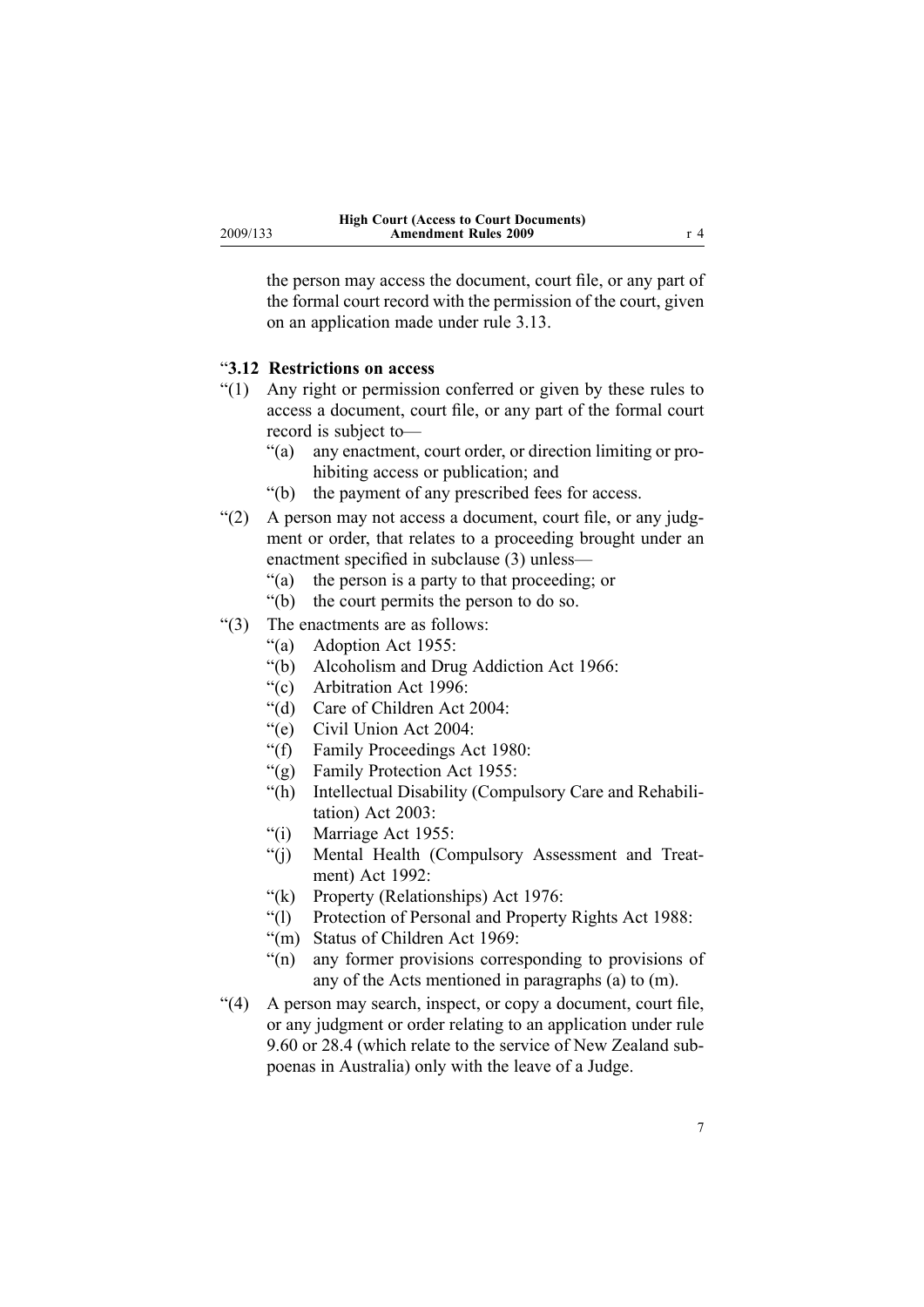the person may access the document, court file, or any part of the formal court record with the permission of the court, given on an application made under rule 3.13.

“**3.12 Restrictions on access**

“(1) Any right or permission conferred or given by these rules to access a document, court file, or any part of the formal court record is subject to—

- “(a) any enactment, court order, or direction limiting or prohibiting access or publication; and
- “(b) the payment of any prescribed fees for access.

“(2) A person may not access a document, court file, or any judgment or order, that relates to a proceeding brought under an enactment specified in subclause (3) unless—

- “(a) the person is a party to that proceeding; or
- “(b) the court permits the person to do so.

“(3) The enactments are as follows:

- “(a) Adoption Act 1955:
- “(b) Alcoholism and Drug Addiction Act 1966:
- “(c) Arbitration Act 1996:
- “(d) Care of Children Act 2004:
- “(e) Civil Union Act 2004:
- “(f) Family Proceedings Act 1980:
- “(g) Family Protection Act 1955:
- “(h) Intellectual Disability (Compulsory Care and Rehabilitation) Act 2003:
- “(i) Marriage Act 1955:
- “(j) Mental Health (Compulsory Assessment and Treatment) Act 1992:
- “(k) Property (Relationships) Act 1976:
- “(l) Protection of Personal and Property Rights Act 1988:
- “(m) Status of Children Act 1969:
- “(n) any former provisions corresponding to provisions of any of the Acts mentioned in paragraphs (a) to (m).

“(4) A person may search, inspect, or copy a document, court file, or any judgment or order relating to an application under rule 9.60 or 28.4 (which relate to the service of New Zealand subpoenas in Australia) only with the leave of a Judge.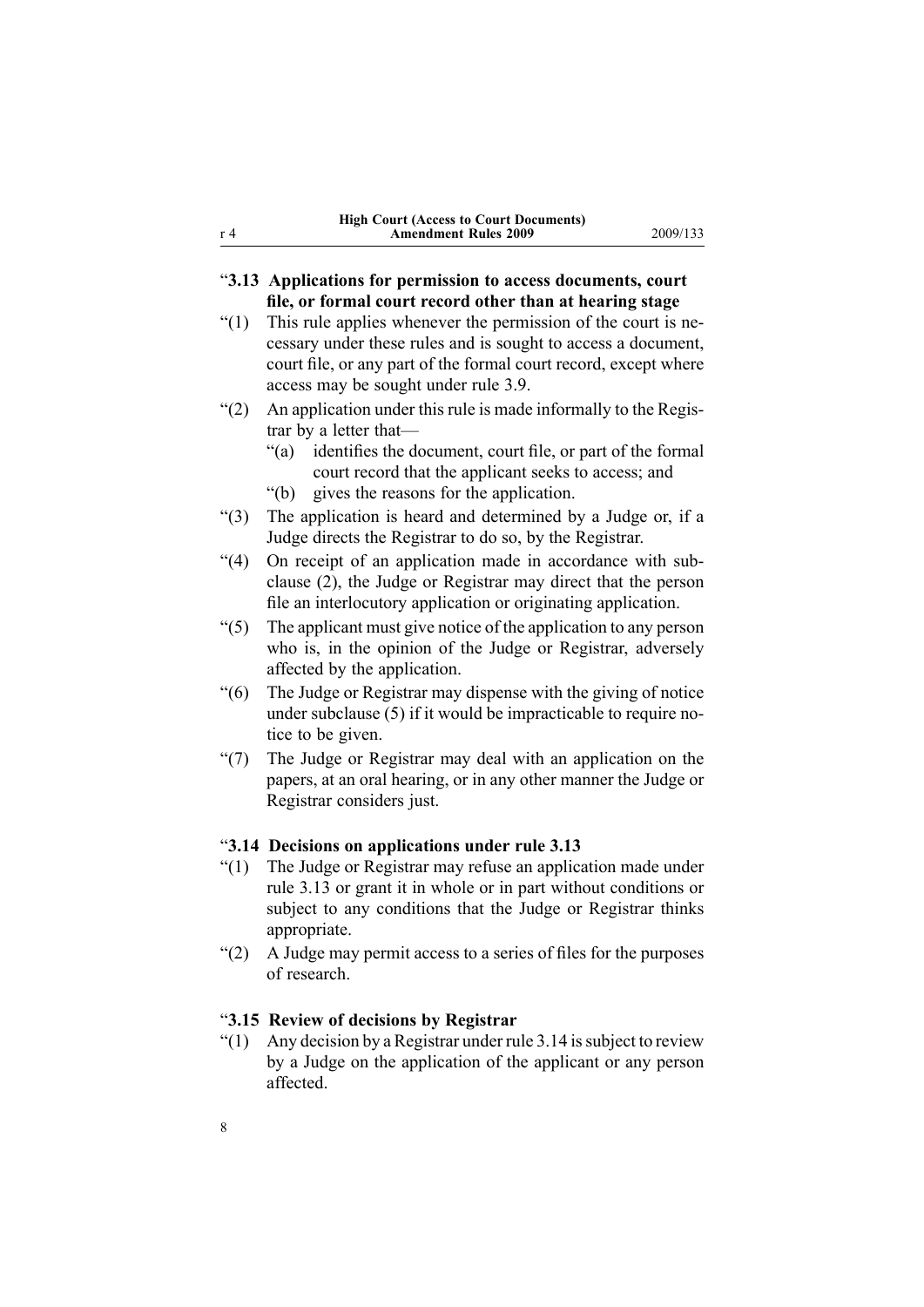### “3.13 Applications for permission to access documents, court file, or formal court record other than at hearing stage

“(1) This rule applies whenever the permission of the court is necessary under these rules and is sought to access a document, court file, or any part of the formal court record, except where access may be sought under rule 3.9.

“(2) An application under this rule is made informally to the Registrar by a letter that—

“(a) identifies the document, court file, or part of the formal court record that the applicant seeks to access; and

“(b) gives the reasons for the application.

“(3) The application is heard and determined by a Judge or, if a Judge directs the Registrar to do so, by the Registrar.

“(4) On receipt of an application made in accordance with subclause (2), the Judge or Registrar may direct that the person file an interlocutory application or originating application.

“(5) The applicant must give notice of the application to any person who is, in the opinion of the Judge or Registrar, adversely affected by the application.

“(6) The Judge or Registrar may dispense with the giving of notice under subclause (5) if it would be impracticable to require notice to be given.

“(7) The Judge or Registrar may deal with an application on the papers, at an oral hearing, or in any other manner the Judge or Registrar considers just.

### “3.14 Decisions on applications under rule 3.13

“(1) The Judge or Registrar may refuse an application made under rule 3.13 or grant it in whole or in part without conditions or subject to any conditions that the Judge or Registrar thinks appropriate.

“(2) A Judge may permit access to a series of files for the purposes of research.

### “3.15 Review of decisions by Registrar

“(1) Any decision by a Registrar under rule 3.14 is subject to review by a Judge on the application of the applicant or any person affected.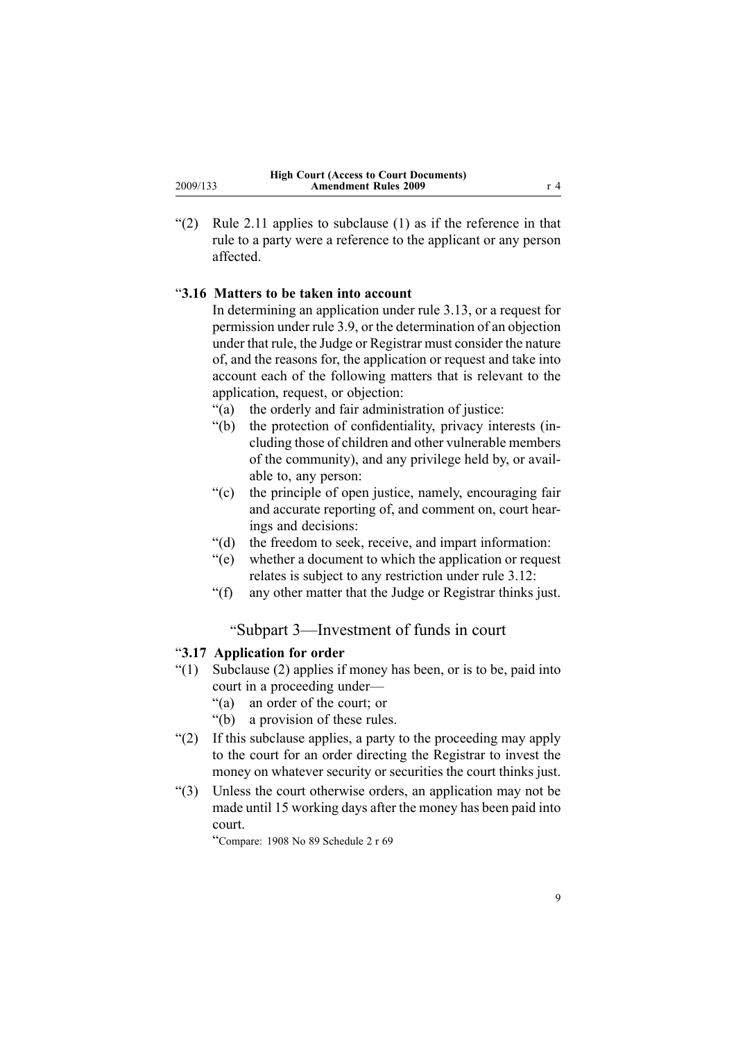"(2) Rule 2.11 applies to subclause (1) as if the reference in that rule to a party were a reference to the applicant or any person affected.

"**3.16 Matters to be taken into account**

In determining an application under rule 3.13, or a request for permission under rule 3.9, or the determination of an objection under that rule, the Judge or Registrar must consider the nature of, and the reasons for, the application or request and take into account each of the following matters that is relevant to the application, request, or objection:

"(a) the orderly and fair administration of justice:

"(b) the protection of confidentiality, privacy interests (including those of children and other vulnerable members of the community), and any privilege held by, or available to, any person:

"(c) the principle of open justice, namely, encouraging fair and accurate reporting of, and comment on, court hearings and decisions:

"(d) the freedom to seek, receive, and impart information:

"(e) whether a document to which the application or request relates is subject to any restriction under rule 3.12:

"(f) any other matter that the Judge or Registrar thinks just.

## "Subpart 3—Investment of funds in court

"**3.17 Application for order**

"(1) Subclause (2) applies if money has been, or is to be, paid into court in a proceeding under—

"(a) an order of the court; or

"(b) a provision of these rules.

"(2) If this subclause applies, a party to the proceeding may apply to the court for an order directing the Registrar to invest the money on whatever security or securities the court thinks just.

"(3) Unless the court otherwise orders, an application may not be made until 15 working days after the money has been paid into court.

"Compare: 1908 No 89 Schedule 2 r 69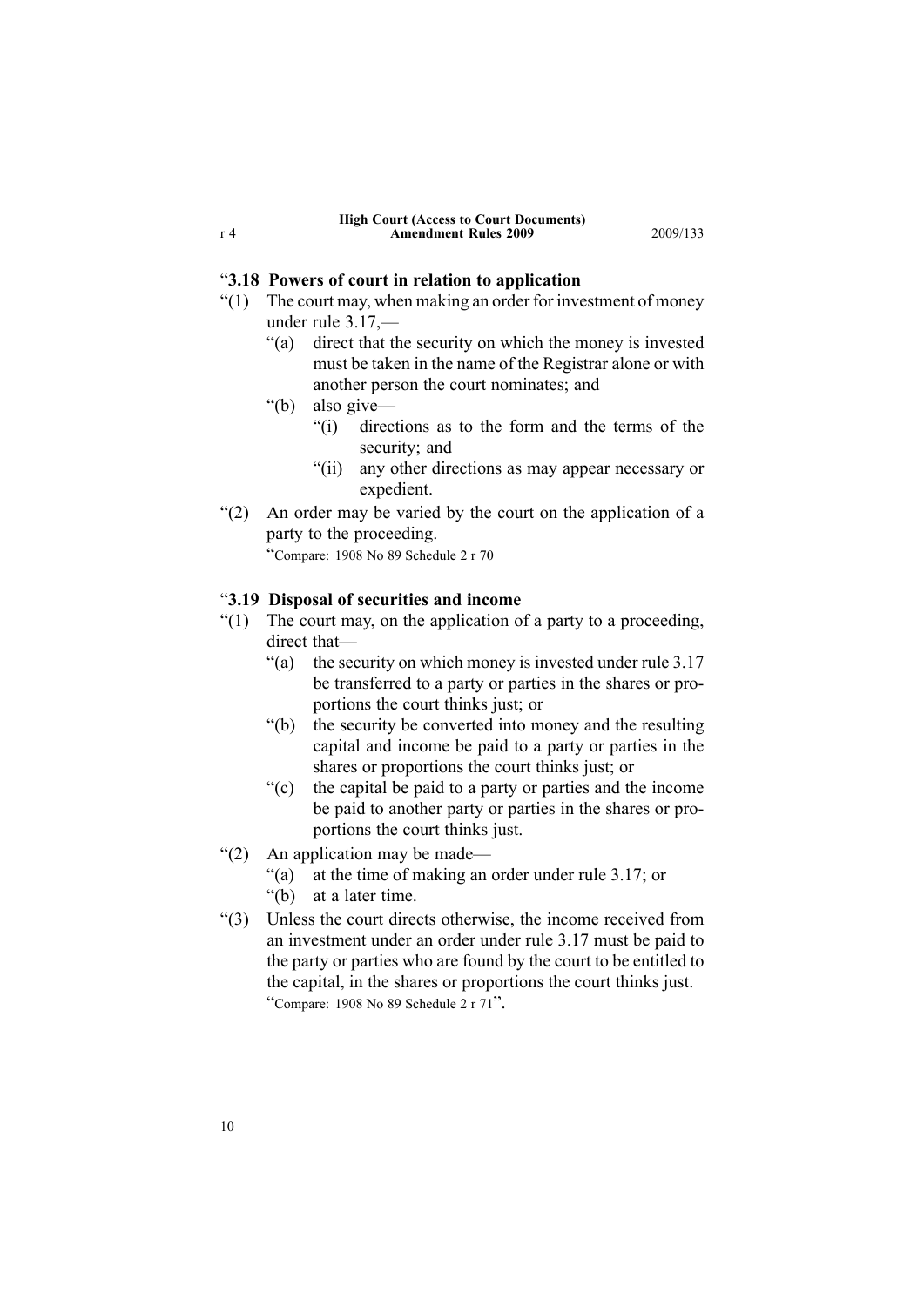### "3.18 Powers of court in relation to application

"(1) The court may, when making an order for investment of money under rule 3.17,—

"(a) direct that the security on which the money is invested must be taken in the name of the Registrar alone or with another person the court nominates; and

"(b) also give—

"(i) directions as to the form and the terms of the security; and

"(ii) any other directions as may appear necessary or expedient.

"(2) An order may be varied by the court on the application of a party to the proceeding.

"Compare: 1908 No 89 Schedule 2 r 70

### "3.19 Disposal of securities and income

"(1) The court may, on the application of a party to a proceeding, direct that—

"(a) the security on which money is invested under rule 3.17 be transferred to a party or parties in the shares or proportions the court thinks just; or

"(b) the security be converted into money and the resulting capital and income be paid to a party or parties in the shares or proportions the court thinks just; or

"(c) the capital be paid to a party or parties and the income be paid to another party or parties in the shares or proportions the court thinks just.

"(2) An application may be made—

"(a) at the time of making an order under rule 3.17; or

"(b) at a later time.

"(3) Unless the court directs otherwise, the income received from an investment under an order under rule 3.17 must be paid to the party or parties who are found by the court to be entitled to the capital, in the shares or proportions the court thinks just.

"Compare: 1908 No 89 Schedule 2 r 71".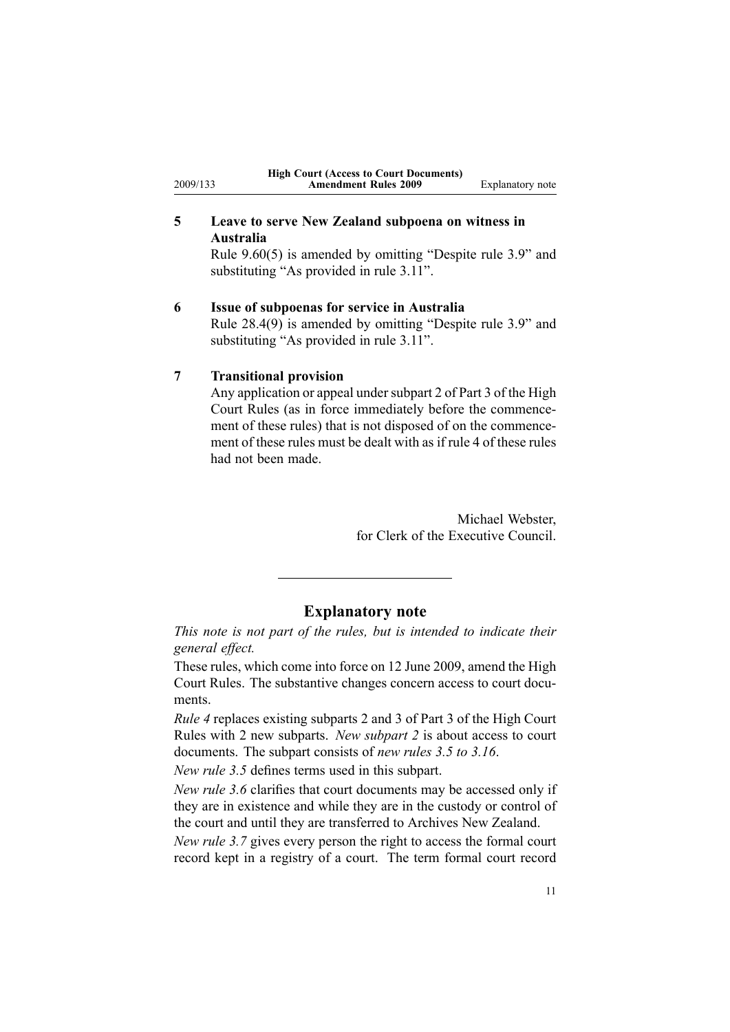### 5 Leave to serve New Zealand subpoena on witness in Australia

Rule 9.60(5) is amended by omitting "Despite rule 3.9" and substituting "As provided in rule 3.11".

### 6 Issue of subpoenas for service in Australia

Rule 28.4(9) is amended by omitting "Despite rule 3.9" and substituting "As provided in rule 3.11".

### 7 Transitional provision

Any application or appeal under subpart 2 of Part 3 of the High Court Rules (as in force immediately before the commencement of these rules) that is not disposed of on the commencement of these rules must be dealt with as if rule 4 of these rules had not been made.

Michael Webster,
for Clerk of the Executive Council.

---

## Explanatory note

*This note is not part of the rules, but is intended to indicate their general effect.*

These rules, which come into force on 12 June 2009, amend the High Court Rules. The substantive changes concern access to court documents.

*Rule 4* replaces existing subparts 2 and 3 of Part 3 of the High Court Rules with 2 new subparts. *New subpart 2* is about access to court documents. The subpart consists of *new rules 3.5 to 3.16*.

*New rule 3.5* defines terms used in this subpart.

*New rule 3.6* clarifies that court documents may be accessed only if they are in existence and while they are in the custody or control of the court and until they are transferred to Archives New Zealand.

*New rule 3.7* gives every person the right to access the formal court record kept in a registry of a court. The term formal court record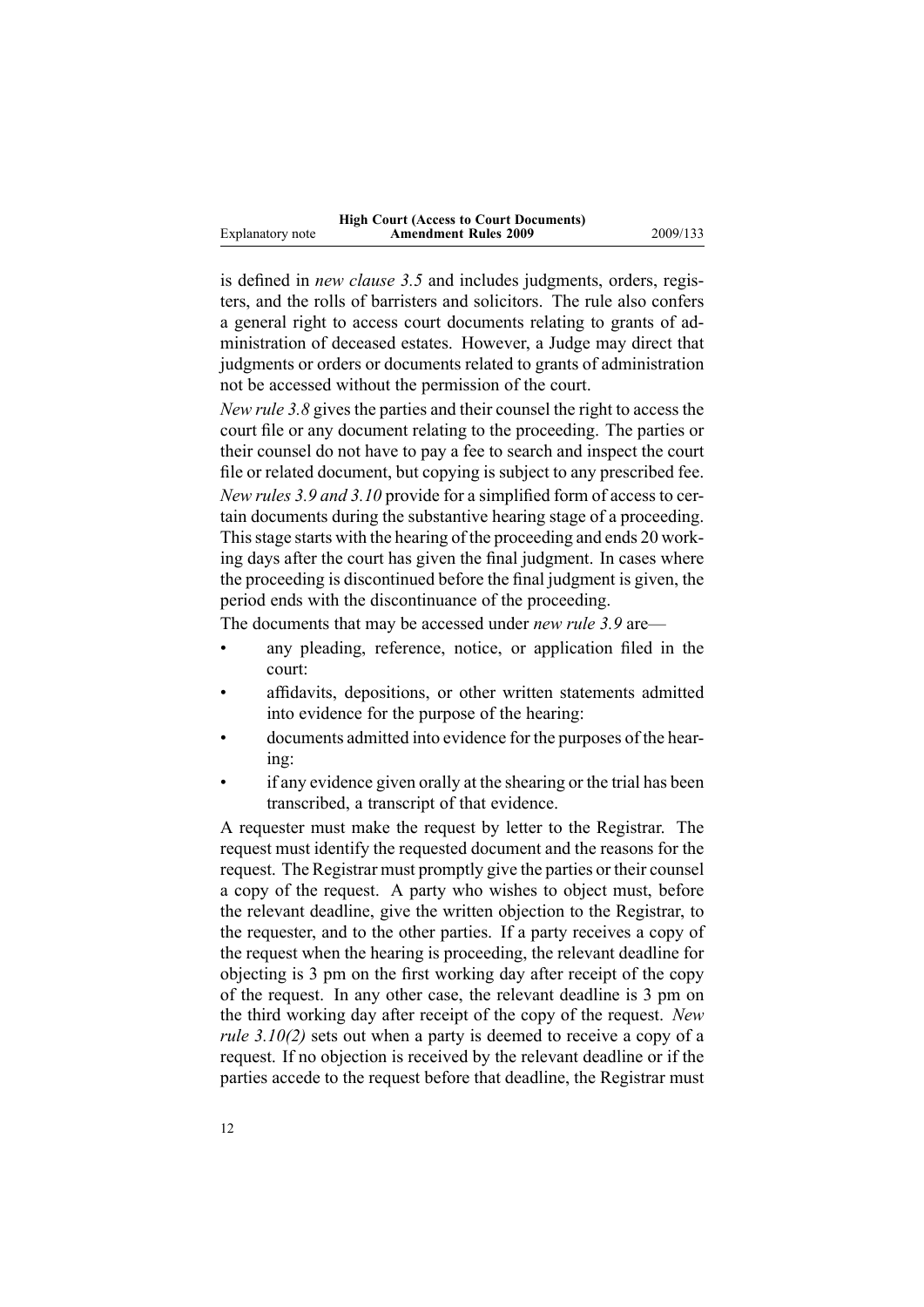is defined in *new clause 3.5* and includes judgments, orders, registers, and the rolls of barristers and solicitors. The rule also confers a general right to access court documents relating to grants of administration of deceased estates. However, a Judge may direct that judgments or orders or documents related to grants of administration not be accessed without the permission of the court.

*New rule 3.8* gives the parties and their counsel the right to access the court file or any document relating to the proceeding. The parties or their counsel do not have to pay a fee to search and inspect the court file or related document, but copying is subject to any prescribed fee.

*New rules 3.9 and 3.10* provide for a simplified form of access to certain documents during the substantive hearing stage of a proceeding. This stage starts with the hearing of the proceeding and ends 20 working days after the court has given the final judgment. In cases where the proceeding is discontinued before the final judgment is given, the period ends with the discontinuance of the proceeding.

The documents that may be accessed under *new rule 3.9* are—

- any pleading, reference, notice, or application filed in the court:
- affidavits, depositions, or other written statements admitted into evidence for the purpose of the hearing:
- documents admitted into evidence for the purposes of the hearing:
- if any evidence given orally at the shearing or the trial has been transcribed, a transcript of that evidence.

A requester must make the request by letter to the Registrar. The request must identify the requested document and the reasons for the request. The Registrar must promptly give the parties or their counsel a copy of the request. A party who wishes to object must, before the relevant deadline, give the written objection to the Registrar, to the requester, and to the other parties. If a party receives a copy of the request when the hearing is proceeding, the relevant deadline for objecting is 3 pm on the first working day after receipt of the copy of the request. In any other case, the relevant deadline is 3 pm on the third working day after receipt of the copy of the request. *New rule 3.10(2)* sets out when a party is deemed to receive a copy of a request. If no objection is received by the relevant deadline or if the parties accede to the request before that deadline, the Registrar must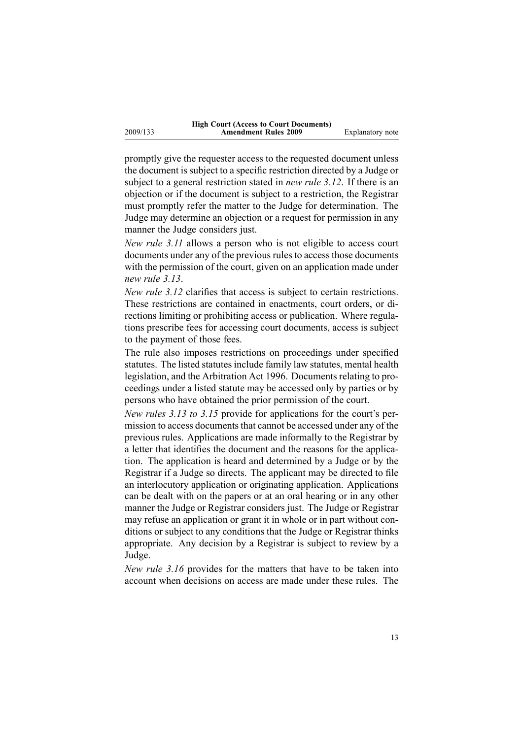promptly give the requester access to the requested document unless the document is subject to a specific restriction directed by a Judge or subject to a general restriction stated in *new rule 3.12*. If there is an objection or if the document is subject to a restriction, the Registrar must promptly refer the matter to the Judge for determination. The Judge may determine an objection or a request for permission in any manner the Judge considers just.

*New rule 3.11* allows a person who is not eligible to access court documents under any of the previous rules to access those documents with the permission of the court, given on an application made under *new rule 3.13*.

*New rule 3.12* clarifies that access is subject to certain restrictions. These restrictions are contained in enactments, court orders, or directions limiting or prohibiting access or publication. Where regulations prescribe fees for accessing court documents, access is subject to the payment of those fees.

The rule also imposes restrictions on proceedings under specified statutes. The listed statutes include family law statutes, mental health legislation, and the Arbitration Act 1996. Documents relating to proceedings under a listed statute may be accessed only by parties or by persons who have obtained the prior permission of the court.

*New rules 3.13 to 3.15* provide for applications for the court's permission to access documents that cannot be accessed under any of the previous rules. Applications are made informally to the Registrar by a letter that identifies the document and the reasons for the application. The application is heard and determined by a Judge or by the Registrar if a Judge so directs. The applicant may be directed to file an interlocutory application or originating application. Applications can be dealt with on the papers or at an oral hearing or in any other manner the Judge or Registrar considers just. The Judge or Registrar may refuse an application or grant it in whole or in part without conditions or subject to any conditions that the Judge or Registrar thinks appropriate. Any decision by a Registrar is subject to review by a Judge.

*New rule 3.16* provides for the matters that have to be taken into account when decisions on access are made under these rules. The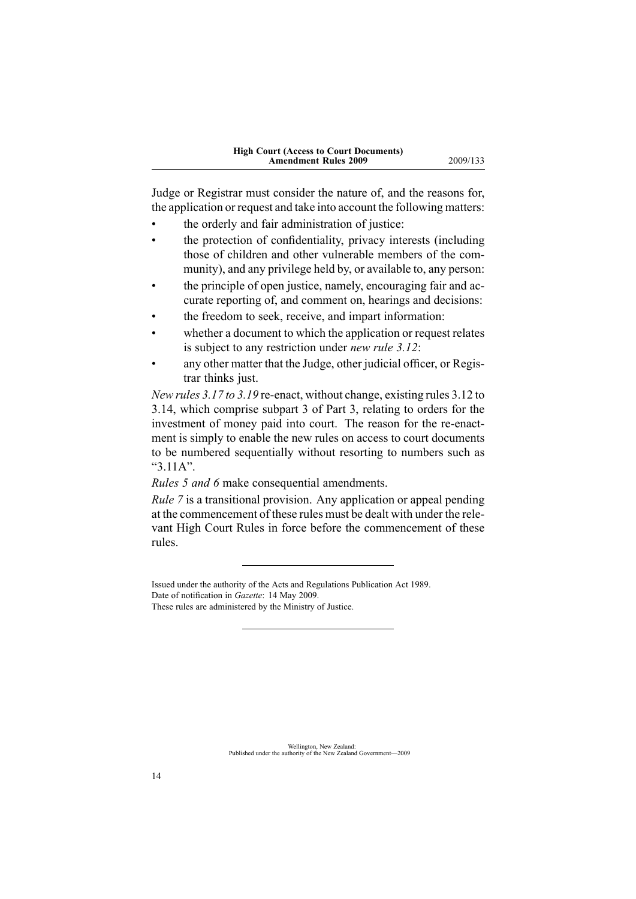Judge or Registrar must consider the nature of, and the reasons for, the application or request and take into account the following matters:

- the orderly and fair administration of justice:
- the protection of confidentiality, privacy interests (including those of children and other vulnerable members of the community), and any privilege held by, or available to, any person:
- the principle of open justice, namely, encouraging fair and accurate reporting of, and comment on, hearings and decisions:
- the freedom to seek, receive, and impart information:
- whether a document to which the application or request relates is subject to any restriction under *new rule 3.12*:
- any other matter that the Judge, other judicial officer, or Registrar thinks just.

*New rules 3.17 to 3.19* re-enact, without change, existing rules 3.12 to 3.14, which comprise subpart 3 of Part 3, relating to orders for the investment of money paid into court. The reason for the re-enactment is simply to enable the new rules on access to court documents to be numbered sequentially without resorting to numbers such as "3.11A".

*Rules 5 and 6* make consequential amendments.

*Rule 7* is a transitional provision. Any application or appeal pending at the commencement of these rules must be dealt with under the relevant High Court Rules in force before the commencement of these rules.

---

Issued under the authority of the Acts and Regulations Publication Act 1989.
Date of notification in *Gazette*: 14 May 2009.
These rules are administered by the Ministry of Justice.

---

Wellington, New Zealand:
Published under the authority of the New Zealand Government—2009